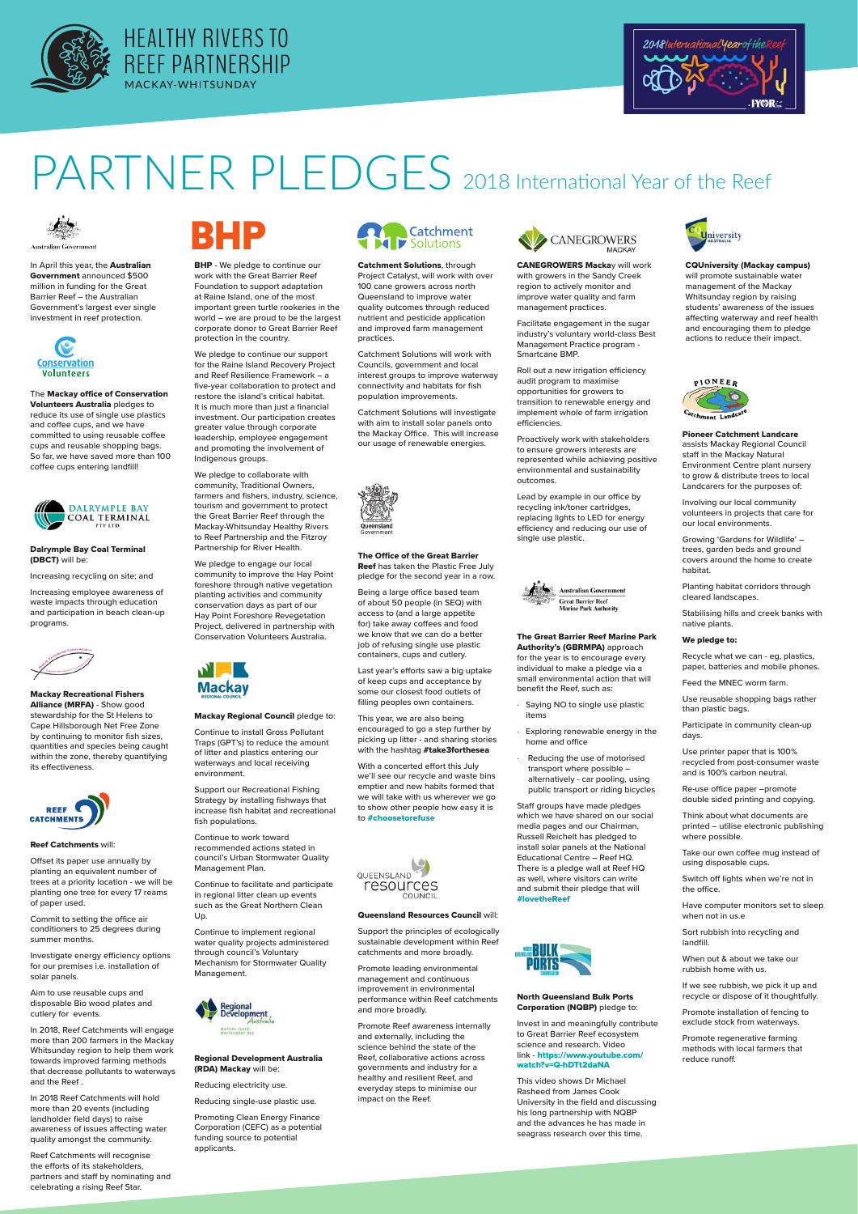# PARTNER PLEDGES 2018 International Year of the Reef

In April this year, the **Australian Government** announced $500 million in funding for the Great Barrier Reef – the Australian Government's largest ever single investment in reef protection.

The **Mackay office of Conservation Volunteers Australia** pledges to reduce its use of single use plastics and coffee cups, and we have committed to using reusable coffee cups and reusable shopping bags. So far, we have saved more than 100 coffee cups entering landfill!

**Dalrymple Bay Coal Terminal (DBCT)** will be:

Increasing recycling on site; and

Increasing employee awareness of waste impacts through education and participation in beach clean-up programs.

**Mackay Recreational Fishers Alliance (MRFA)** - Show good stewardship for the St Helens to Cape Hillsborough Net Free Zone by continuing to monitor fish sizes, quantities and species being caught within the zone, thereby quantifying its effectiveness.

**Reef Catchments** will:

Offset its paper use annually by planting an equivalent number of trees at a priority location - we will be planting one tree for every 17 reams of paper used.

Commit to setting the office air conditioners to 25 degrees during summer months.

Investigate energy efficiency options for our premises i.e. installation of solar panels.

Aim to use reusable cups and disposable Bio wood plates and cutlery for events.

In 2018, Reef Catchments will engage more than 200 farmers in the Mackay Whitsunday region to help them work towards improved farming methods that decrease pollutants to waterways and the Reef .

In 2018 Reef Catchments will hold more than 20 events (including landholder field days) to raise awareness of issues affecting water quality amongst the community.

Reef Catchments will recognise the efforts of its stakeholders, partners and staff by nominating and celebrating a rising Reef Star.

**BHP** - We pledge to continue our work with the Great Barrier Reef Foundation to support adaptation at Raine Island, one of the most important green turtle rookeries in the world – we are proud to be the largest corporate donor to Great Barrier Reef protection in the country.

We pledge to continue our support for the Raine Island Recovery Project and Reef Resilience Framework – a five-year collaboration to protect and restore the island's critical habitat. It is much more than just a financial investment. Our participation creates greater value through corporate leadership, employee engagement and promoting the involvement of Indigenous groups.

We pledge to collaborate with community, Traditional Owners, farmers and fishers, industry, science, tourism and government to protect the Great Barrier Reef through the Mackay-Whitsunday Healthy Rivers to Reef Partnership and the Fitzroy Partnership for River Health.

We pledge to engage our local community to improve the Hay Point foreshore through native vegetation planting activities and community conservation days as part of our Hay Point Foreshore Revegetation Project, delivered in partnership with Conservation Volunteers Australia.

**Mackay Regional Council** pledge to:

Continue to install Gross Pollutant Traps (GPT's) to reduce the amount of litter and plastics entering our waterways and local receiving environment.

Support our Recreational Fishing Strategy by installing fishways that increase fish habitat and recreational fish populations.

Continue to work toward recommended actions stated in council's Urban Stormwater Quality Management Plan.

Continue to facilitate and participate in regional litter clean up events such as the Great Northern Clean Up.

Continue to implement regional water quality projects administered through council's Voluntary Mechanism for Stormwater Quality Management.

**Regional Development Australia (RDA) Mackay** will be:

Reducing electricity use.

Reducing single-use plastic use.

Promoting Clean Energy Finance Corporation (CEFC) as a potential funding source to potential applicants.

**Catchment Solutions**, through Project Catalyst, will work with over 100 cane growers across north Queensland to improve water quality outcomes through reduced nutrient and pesticide application and improved farm management practices.

Catchment Solutions will work with Councils, government and local interest groups to improve waterway connectivity and habitats for fish population improvements.

Catchment Solutions will investigate with aim to install solar panels onto the Mackay Office. This will increase our usage of renewable energies.

**The Office of the Great Barrier Reef** has taken the Plastic Free July pledge for the second year in a row.

Being a large office based team of about 50 people (in SEQ) with access to (and a large appetite for) take away coffees and food we know that we can do a better job of refusing single use plastic containers, cups and cutlery.

Last year's efforts saw a big uptake of keep cups and acceptance by some our closest food outlets of filling peoples own containers.

This year, we are also being encouraged to go a step further by picking up litter - and sharing stories with the hashtag **#take3forthesea**

With a concerted effort this July we'll see our recycle and waste bins emptier and new habits formed that we will take with us wherever we go to show other people how easy it is to **#choosetorefuse**

**Queensland Resources Council** will:

Support the principles of ecologically sustainable development within Reef catchments and more broadly.

Promote leading environmental management and continuous improvement in environmental performance within Reef catchments and more broadly.

Promote Reef awareness internally and externally, including the science behind the state of the Reef, collaborative actions across governments and industry for a healthy and resilient Reef, and everyday steps to minimise our impact on the Reef.

**CANEGROWERS Mackay** will work with growers in the Sandy Creek region to actively monitor and improve water quality and farm management practices.

Facilitate engagement in the sugar industry's voluntary world-class Best Management Practice program - Smartcane BMP.

Roll out a new irrigation efficiency audit program to maximise opportunities for growers to transition to renewable energy and implement whole of farm irrigation efficiencies.

Proactively work with stakeholders to ensure growers interests are represented while achieving positive environmental and sustainability outcomes.

Lead by example in our office by recycling ink/toner cartridges, replacing lights to LED for energy efficiency and reducing our use of single use plastic.

**The Great Barrier Reef Marine Park Authority's (GBRMPA)** approach for the year is to encourage every individual to make a pledge via a small environmental action that will benefit the Reef, such as:

- Saying NO to single use plastic items
- Exploring renewable energy in the home and office
- Reducing the use of motorised transport where possible – alternatively - car pooling, using public transport or riding bicycles

Staff groups have made pledges which we have shared on our social media pages and our Chairman, Russell Reichelt has pledged to install solar panels at the National Educational Centre – Reef HQ. There is a pledge wall at Reef HQ as well, where visitors can write and submit their pledge that will **#lovetheReef**

**North Queensland Bulk Ports Corporation (NQBP)** pledge to:

Invest in and meaningfully contribute to Great Barrier Reef ecosystem science and research. Video link - **https://www.youtube.com/watch?v=Q-hDTt2daNA**

This video shows Dr Michael Rasheed from James Cook University in the field and discussing his long partnership with NQBP and the advances he has made in seagrass research over this time.

**CQUniversity (Mackay campus)** will promote sustainable water management of the Mackay Whitsunday region by raising students' awareness of the issues affecting waterway and reef health and encouraging them to pledge actions to reduce their impact.

**Pioneer Catchment Landcare** assists Mackay Regional Council staff in the Mackay Natural Environment Centre plant nursery to grow & distribute trees to local Landcarers for the purposes of:

Involving our local community volunteers in projects that care for our local environments.

Growing 'Gardens for Wildlife' – trees, garden beds and ground covers around the home to create habitat.

Planting habitat corridors through cleared landscapes.

Stabilising hills and creek banks with native plants.

**We pledge to:**

Recycle what we can - eg, plastics, paper, batteries and mobile phones.

Feed the MNEC worm farm.

Use reusable shopping bags rather than plastic bags.

Participate in community clean-up days.

Use printer paper that is 100% recycled from post-consumer waste and is 100% carbon neutral.

Re-use office paper –promote double sided printing and copying.

Think about what documents are printed – utilise electronic publishing where possible.

Take our own coffee mug instead of using disposable cups.

Switch off lights when we're not in the office.

Have computer monitors set to sleep when not in us.e

Sort rubbish into recycling and landfill.

When out & about we take our rubbish home with us.

If we see rubbish, we pick it up and recycle or dispose of it thoughtfully.

Promote installation of fencing to exclude stock from waterways.

Promote regenerative farming methods with local farmers that reduce runoff.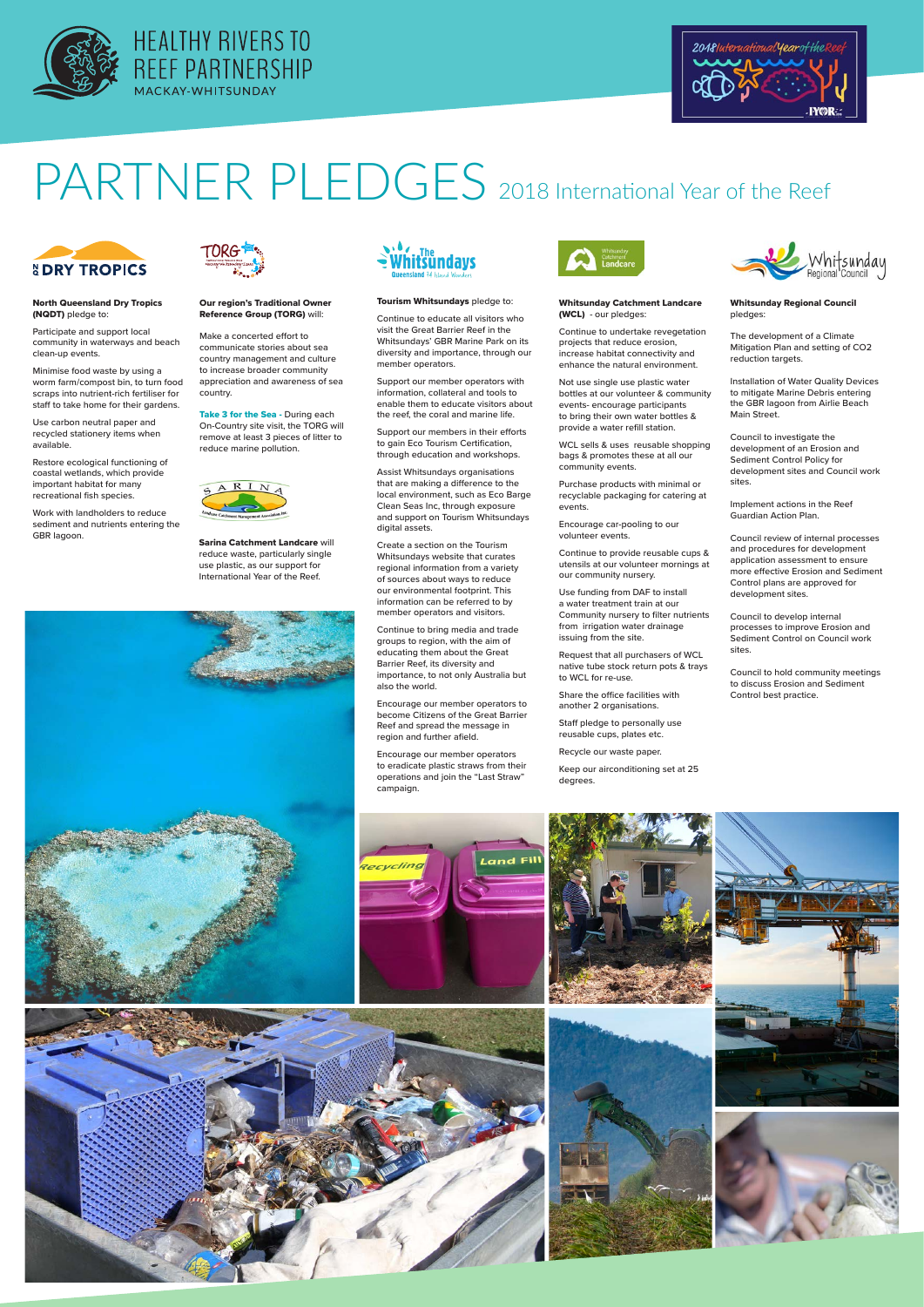# PARTNER PLEDGES 2018 International Year of the Reef

**North Queensland Dry Tropics (NQDT)** pledge to:

Participate and support local community in waterways and beach clean-up events.

Minimise food waste by using a worm farm/compost bin, to turn food scraps into nutrient-rich fertiliser for staff to take home for their gardens.

Use carbon neutral paper and recycled stationery items when available.

Restore ecological functioning of coastal wetlands, which provide important habitat for many recreational fish species.

Work with landholders to reduce sediment and nutrients entering the GBR lagoon.

**Our region's Traditional Owner Reference Group (TORG)** will:

Make a concerted effort to communicate stories about sea country management and culture to increase broader community appreciation and awareness of sea country.

**Take 3 for the Sea** - During each On-Country site visit, the TORG will remove at least 3 pieces of litter to reduce marine pollution.

**Sarina Catchment Landcare** will reduce waste, particularly single use plastic, as our support for International Year of the Reef.

**Tourism Whitsundays** pledge to:

Continue to educate all visitors who visit the Great Barrier Reef in the Whitsundays' GBR Marine Park on its diversity and importance, through our member operators.

Support our member operators with information, collateral and tools to enable them to educate visitors about the reef, the coral and marine life.

Support our members in their efforts to gain Eco Tourism Certification, through education and workshops.

Assist Whitsundays organisations that are making a difference to the local environment, such as Eco Barge Clean Seas Inc, through exposure and support on Tourism Whitsundays digital assets.

Create a section on the Tourism Whitsundays website that curates regional information from a variety of sources about ways to reduce our environmental footprint. This information can be referred to by member operators and visitors.

Continue to bring media and trade groups to region, with the aim of educating them about the Great Barrier Reef, its diversity and importance, to not only Australia but also the world.

Encourage our member operators to become Citizens of the Great Barrier Reef and spread the message in region and further afield.

Encourage our member operators to eradicate plastic straws from their operations and join the "Last Straw" campaign.

**Whitsunday Catchment Landcare (WCL)** - our pledges:

Continue to undertake revegetation projects that reduce erosion, increase habitat connectivity and enhance the natural environment.

Not use single use plastic water bottles at our volunteer & community events- encourage participants to bring their own water bottles & provide a water refill station.

WCL sells & uses reusable shopping bags & promotes these at all our community events.

Purchase products with minimal or recyclable packaging for catering at events.

Encourage car-pooling to our volunteer events.

Continue to provide reusable cups & utensils at our volunteer mornings at our community nursery.

Use funding from DAF to install a water treatment train at our Community nursery to filter nutrients from irrigation water drainage issuing from the site.

Request that all purchasers of WCL native tube stock return pots & trays to WCL for re-use.

Share the office facilities with another 2 organisations.

Staff pledge to personally use reusable cups, plates etc.

Recycle our waste paper.

Keep our airconditioning set at 25 degrees.

**Whitsunday Regional Council** pledges:

The development of a Climate Mitigation Plan and setting of $CO_2$ reduction targets.

Installation of Water Quality Devices to mitigate Marine Debris entering the GBR lagoon from Airlie Beach Main Street.

Council to investigate the development of an Erosion and Sediment Control Policy for development sites and Council work sites.

Implement actions in the Reef Guardian Action Plan.

Council review of internal processes and procedures for development application assessment to ensure more effective Erosion and Sediment Control plans are approved for development sites.

Council to develop internal processes to improve Erosion and Sediment Control on Council work sites.

Council to hold community meetings to discuss Erosion and Sediment Control best practice.